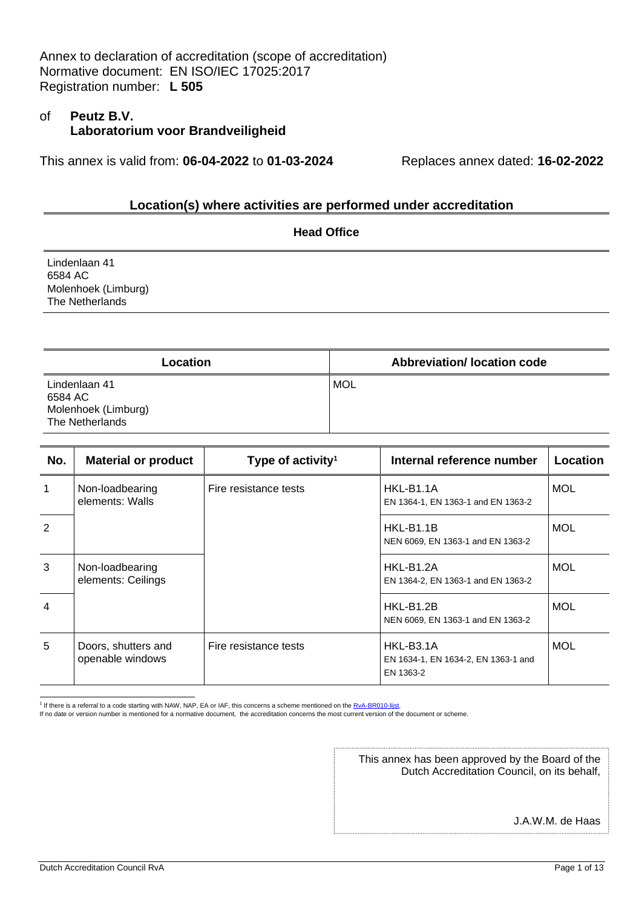Annex to declaration of accreditation (scope of accreditation)
Normative document: EN ISO/IEC 17025:2017
Registration number: **L 505**

of **Peutz B.V.**
**Laboratorium voor Brandveiligheid**

This annex is valid from: **06-04-2022** to **01-03-2024** Replaces annex dated: **16-02-2022**

## Location(s) where activities are performed under accreditation

| Head Office |
|---|
| Lindenlaan 41<br>6584 AC<br>Molenhoek (Limburg)<br>The Netherlands |

| Location | Abbreviation/ location code |
|---|---|
| Lindenlaan 41<br>6584 AC<br>Molenhoek (Limburg)<br>The Netherlands | MOL |

| No. | Material or product | Type of activity[1] | Internal reference number | Location |
|---|---|---|---|---|
| 1 | Non-loadbearing elements: Walls | Fire resistance tests | HKL-B1.1A<br>EN 1364-1, EN 1363-1 and EN 1363-2 | MOL |
| 2 | | | HKL-B1.1B<br>NEN 6069, EN 1363-1 and EN 1363-2 | MOL |
| 3 | Non-loadbearing elements: Ceilings | | HKL-B1.2A<br>EN 1364-2, EN 1363-1 and EN 1363-2 | MOL |
| 4 | | | HKL-B1.2B<br>NEN 6069, EN 1363-1 and EN 1363-2 | MOL |
| 5 | Doors, shutters and openable windows | Fire resistance tests | HKL-B3.1A<br>EN 1634-1, EN 1634-2, EN 1363-1 and EN 1363-2 | MOL |

[1] If there is a referral to a code starting with NAW, NAP, EA or IAF, this concerns a scheme mentioned on the RvA-BR010-lijst.
If no date or version number is mentioned for a normative document, the accreditation concerns the most current version of the document or scheme.

This annex has been approved by the Board of the Dutch Accreditation Council, on its behalf,

J.A.W.M. de Haas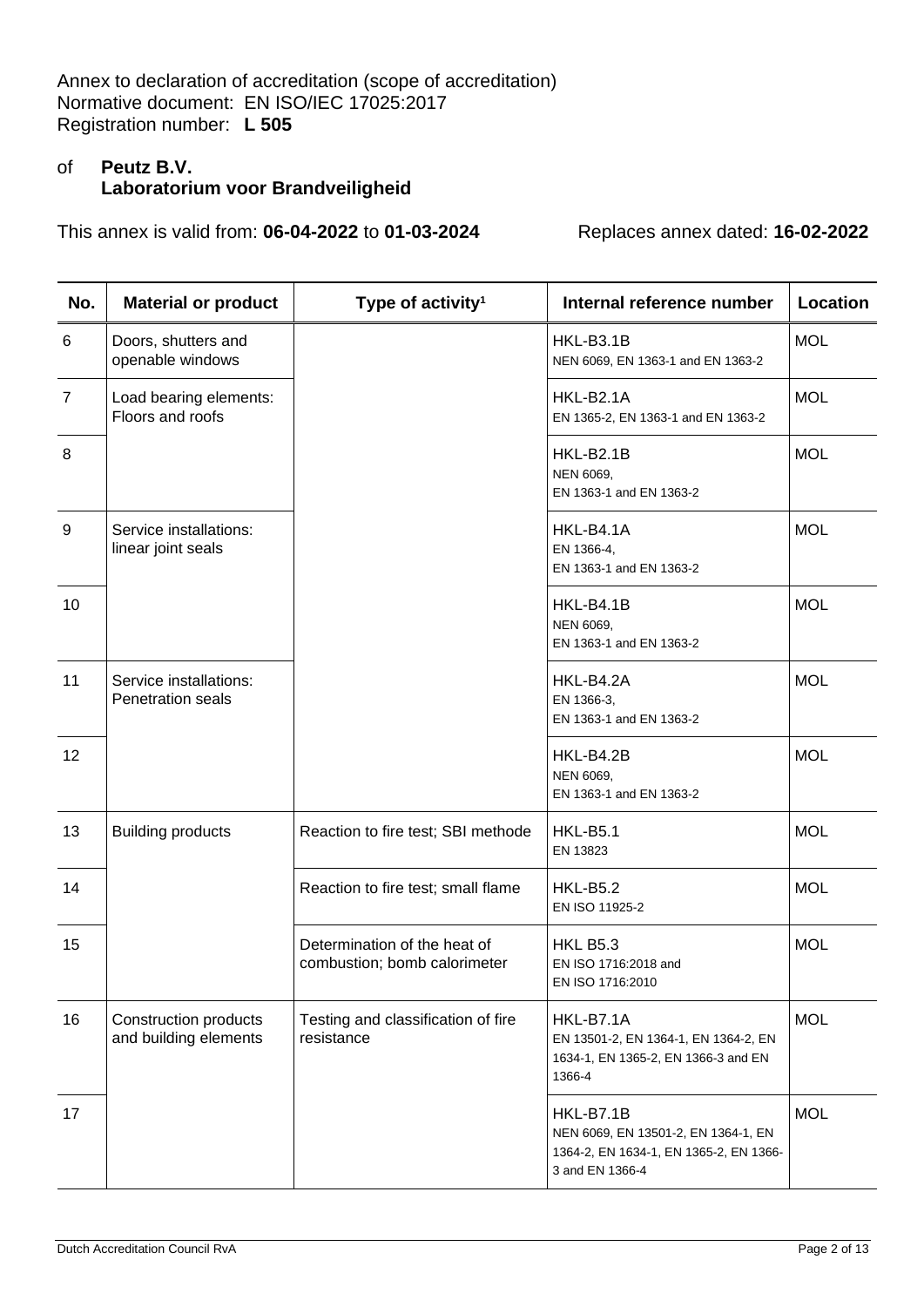Annex to declaration of accreditation (scope of accreditation)
Normative document: EN ISO/IEC 17025:2017
Registration number: **L 505**

of **Peutz B.V.**
**Laboratorium voor Brandveiligheid**

This annex is valid from: **06-04-2022** to **01-03-2024** Replaces annex dated: **16-02-2022**

| No. | Material or product | Type of activity[1] | Internal reference number | Location |
|---|---|---|---|---|
| 6 | Doors, shutters and openable windows | | HKL-B3.1B NEN 6069, EN 1363-1 and EN 1363-2 | MOL |
| 7 | Load bearing elements: Floors and roofs | | HKL-B2.1A EN 1365-2, EN 1363-1 and EN 1363-2 | MOL |
| 8 | | | HKL-B2.1B NEN 6069, EN 1363-1 and EN 1363-2 | MOL |
| 9 | Service installations: linear joint seals | | HKL-B4.1A EN 1366-4, EN 1363-1 and EN 1363-2 | MOL |
| 10 | | | HKL-B4.1B NEN 6069, EN 1363-1 and EN 1363-2 | MOL |
| 11 | Service installations: Penetration seals | | HKL-B4.2A EN 1366-3, EN 1363-1 and EN 1363-2 | MOL |
| 12 | | | HKL-B4.2B NEN 6069, EN 1363-1 and EN 1363-2 | MOL |
| 13 | Building products | Reaction to fire test; SBI methode | HKL-B5.1 EN 13823 | MOL |
| 14 | | Reaction to fire test; small flame | HKL-B5.2 EN ISO 11925-2 | MOL |
| 15 | | Determination of the heat of combustion; bomb calorimeter | HKL B5.3 EN ISO 1716:2018 and EN ISO 1716:2010 | MOL |
| 16 | Construction products and building elements | Testing and classification of fire resistance | HKL-B7.1A EN 13501-2, EN 1364-1, EN 1364-2, EN 1634-1, EN 1365-2, EN 1366-3 and EN 1366-4 | MOL |
| 17 | | | HKL-B7.1B NEN 6069, EN 13501-2, EN 1364-1, EN 1364-2, EN 1634-1, EN 1365-2, EN 1366-3 and EN 1366-4 | MOL |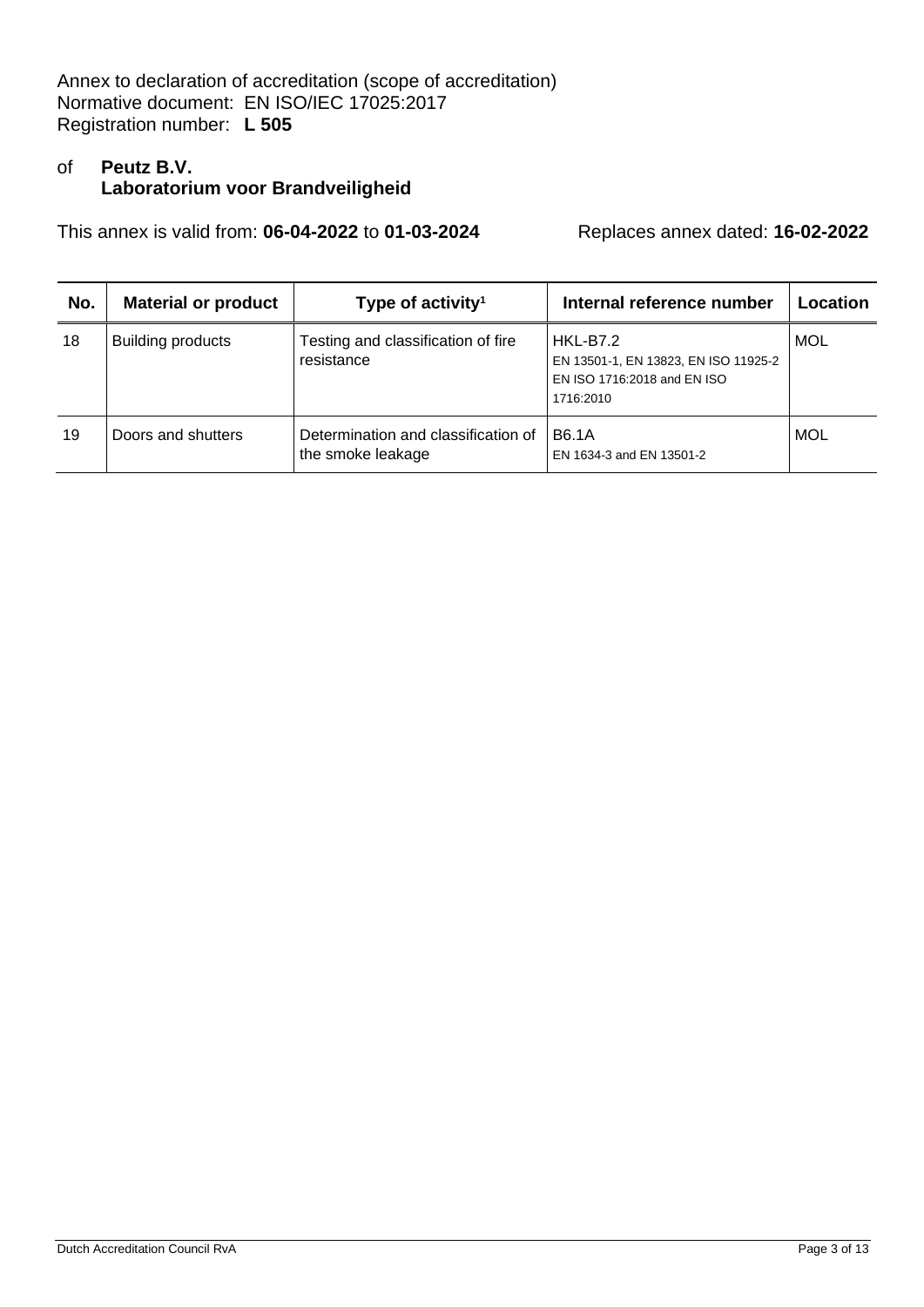Annex to declaration of accreditation (scope of accreditation)
Normative document: EN ISO/IEC 17025:2017
Registration number: **L 505**

of **Peutz B.V.**
**Laboratorium voor Brandveiligheid**

This annex is valid from: **06-04-2022** to **01-03-2024** Replaces annex dated: **16-02-2022**

| No. | Material or product | Type of activity[1] | Internal reference number | Location |
|---|---|---|---|---|
| 18 | Building products | Testing and classification of fire resistance | HKL-B7.2<br>EN 13501-1, EN 13823, EN ISO 11925-2 EN ISO 1716:2018 and EN ISO 1716:2010 | MOL |
| 19 | Doors and shutters | Determination and classification of the smoke leakage | B6.1A<br>EN 1634-3 and EN 13501-2 | MOL |

Dutch Accreditation Council RvA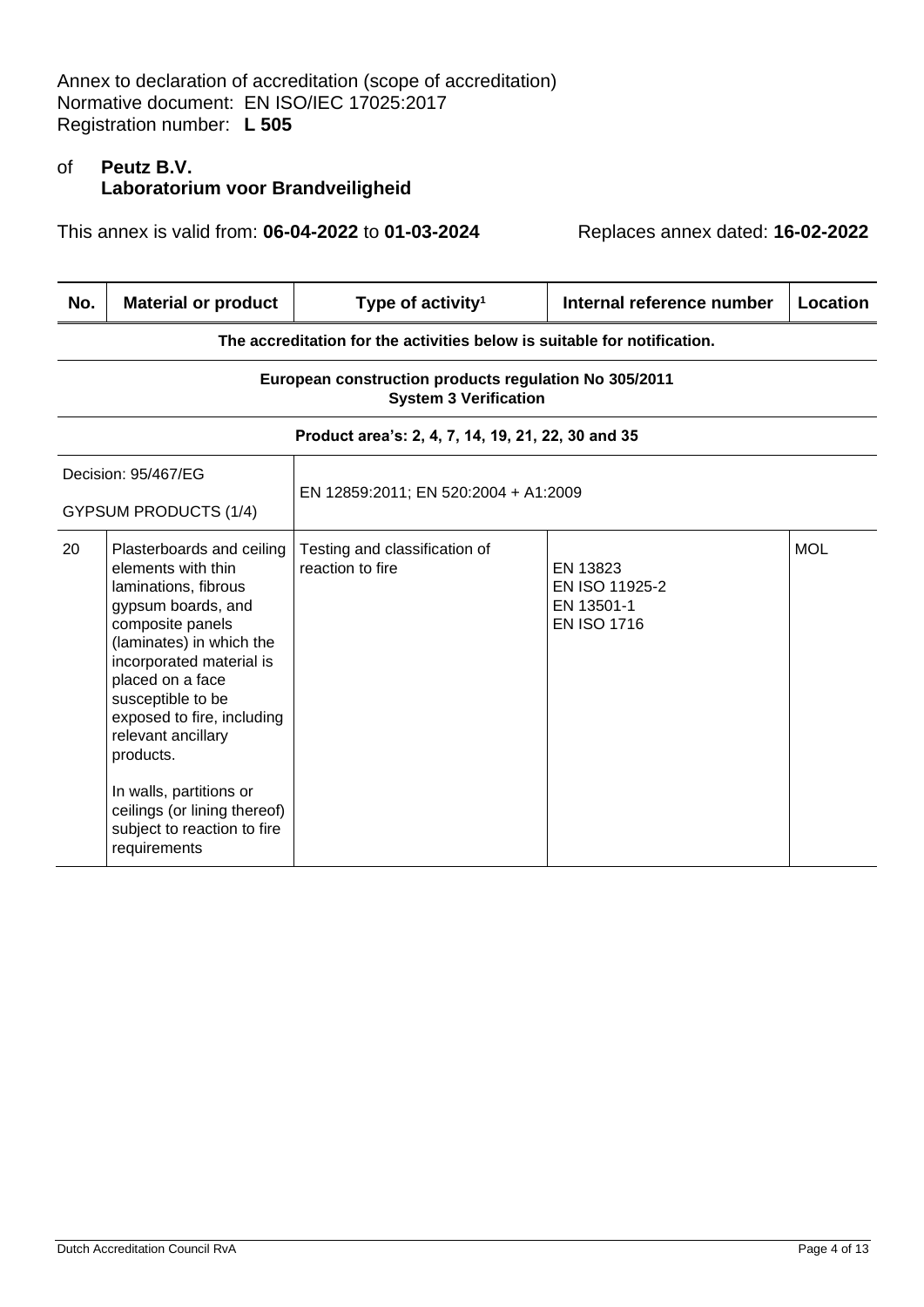Annex to declaration of accreditation (scope of accreditation)
Normative document: EN ISO/IEC 17025:2017
Registration number: **L 505**

of **Peutz B.V.**
**Laboratorium voor Brandveiligheid**

This annex is valid from: **06-04-2022** to **01-03-2024** Replaces annex dated: **16-02-2022**

| No. | Material or product | Type of activity[1] | Internal reference number | Location |
|---|---|---|---|---|
| **The accreditation for the activities below is suitable for notification.** | | | | |
| **European construction products regulation No 305/2011 System 3 Verification** | | | | |
| **Product area's: 2, 4, 7, 14, 19, 21, 22, 30 and 35** | | | | |
| Decision: 95/467/EG<br><br>GYPSUM PRODUCTS (1/4) | | EN 12859:2011; EN 520:2004 + A1:2009 | | |
| 20 | Plasterboards and ceiling elements with thin laminations, fibrous gypsum boards, and composite panels (laminates) in which the incorporated material is placed on a face susceptible to be exposed to fire, including relevant ancillary products.<br><br>In walls, partitions or ceilings (or lining thereof) subject to reaction to fire requirements | Testing and classification of reaction to fire | EN 13823<br>EN ISO 11925-2<br>EN 13501-1<br>EN ISO 1716 | MOL |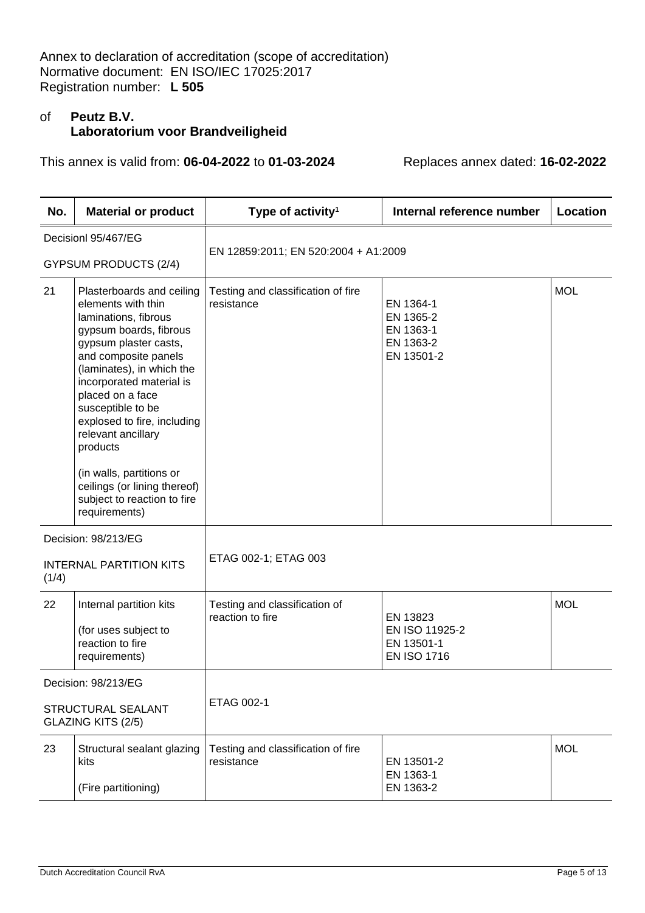Annex to declaration of accreditation (scope of accreditation)
Normative document: EN ISO/IEC 17025:2017
Registration number: **L 505**

of **Peutz B.V.**
**Laboratorium voor Brandveiligheid**

This annex is valid from: **06-04-2022** to **01-03-2024** Replaces annex dated: **16-02-2022**

| No. | Material or product | Type of activity[1] | Internal reference number | Location |
|---|---|---|---|---|
| Decisionl 95/467/EG<br><br>GYPSUM PRODUCTS (2/4) | | EN 12859:2011; EN 520:2004 + A1:2009 | | |
| 21 | Plasterboards and ceiling elements with thin laminations, fibrous gypsum boards, fibrous gypsum plaster casts, and composite panels (laminates), in which the incorporated material is placed on a face susceptible to be explosed to fire, including relevant ancillary products<br><br>(in walls, partitions or ceilings (or lining thereof) subject to reaction to fire requirements) | Testing and classification of fire resistance | EN 1364-1<br>EN 1365-2<br>EN 1363-1<br>EN 1363-2<br>EN 13501-2 | MOL |
| Decision: 98/213/EG<br><br>INTERNAL PARTITION KITS (1/4) | | ETAG 002-1; ETAG 003 | | |
| 22 | Internal partition kits<br><br>(for uses subject to reaction to fire requirements) | Testing and classification of reaction to fire | EN 13823<br>EN ISO 11925-2<br>EN 13501-1<br>EN ISO 1716 | MOL |
| Decision: 98/213/EG<br><br>STRUCTURAL SEALANT GLAZING KITS (2/5) | | ETAG 002-1 | | |
| 23 | Structural sealant glazing kits<br><br>(Fire partitioning) | Testing and classification of fire resistance | EN 13501-2<br>EN 1363-1<br>EN 1363-2 | MOL |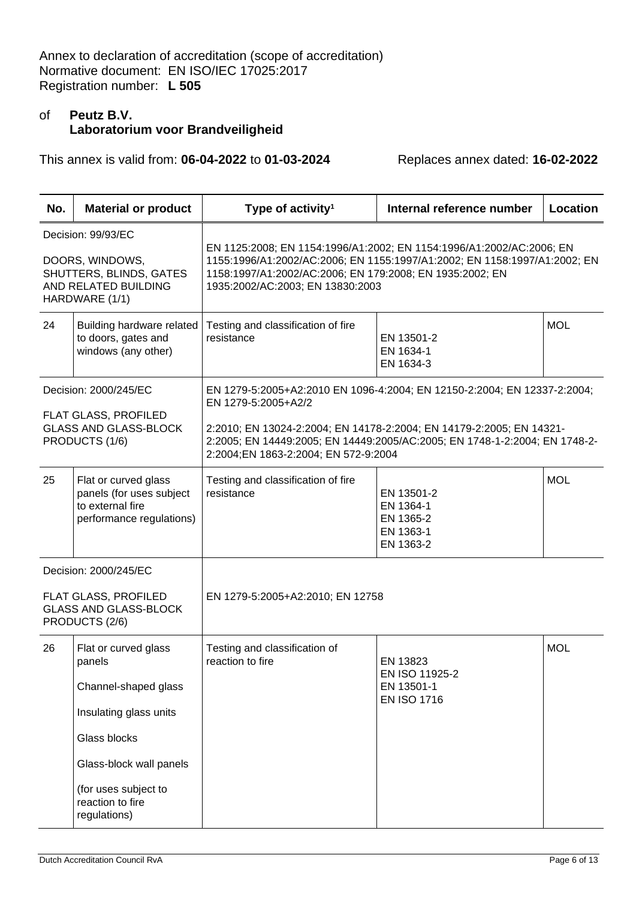Annex to declaration of accreditation (scope of accreditation)
Normative document: EN ISO/IEC 17025:2017
Registration number: **L 505**

of **Peutz B.V.**
**Laboratorium voor Brandveiligheid**

This annex is valid from: **06-04-2022** to **01-03-2024** Replaces annex dated: **16-02-2022**

| No. | Material or product | Type of activity[1] | Internal reference number | Location |
|---|---|---|---|---|
| Decision: 99/93/EC<br><br>DOORS, WINDOWS, SHUTTERS, BLINDS, GATES AND RELATED BUILDING HARDWARE (1/1) | | EN 1125:2008; EN 1154:1996/A1:2002; EN 1154:1996/A1:2002/AC:2006; EN 1155:1996/A1:2002/AC:2006; EN 1155:1997/A1:2002; EN 1158:1997/A1:2002; EN 1158:1997/A1:2002/AC:2006; EN 179:2008; EN 1935:2002; EN 1935:2002/AC:2003; EN 13830:2003 | | |
| 24 | Building hardware related to doors, gates and windows (any other) | Testing and classification of fire resistance | EN 13501-2<br>EN 1634-1<br>EN 1634-3 | MOL |
| Decision: 2000/245/EC<br><br>FLAT GLASS, PROFILED GLASS AND GLASS-BLOCK PRODUCTS (1/6) | | EN 1279-5:2005+A2:2010 EN 1096-4:2004; EN 12150-2:2004; EN 12337-2:2004; EN 1279-5:2005+A2/2<br><br>2:2010; EN 13024-2:2004; EN 14178-2:2004; EN 14179-2:2005; EN 14321-2:2005; EN 14449:2005; EN 14449:2005/AC:2005; EN 1748-1-2:2004; EN 1748-2-2:2004;EN 1863-2:2004; EN 572-9:2004 | | |
| 25 | Flat or curved glass panels (for uses subject to external fire performance regulations) | Testing and classification of fire resistance | EN 13501-2<br>EN 1364-1<br>EN 1365-2<br>EN 1363-1<br>EN 1363-2 | MOL |
| Decision: 2000/245/EC<br><br>FLAT GLASS, PROFILED GLASS AND GLASS-BLOCK PRODUCTS (2/6) | | EN 1279-5:2005+A2:2010; EN 12758 | | |
| 26 | Flat or curved glass panels<br><br>Channel-shaped glass<br><br>Insulating glass units<br><br>Glass blocks<br><br>Glass-block wall panels<br><br>(for uses subject to reaction to fire regulations) | Testing and classification of reaction to fire | EN 13823<br>EN ISO 11925-2<br>EN 13501-1<br>EN ISO 1716 | MOL |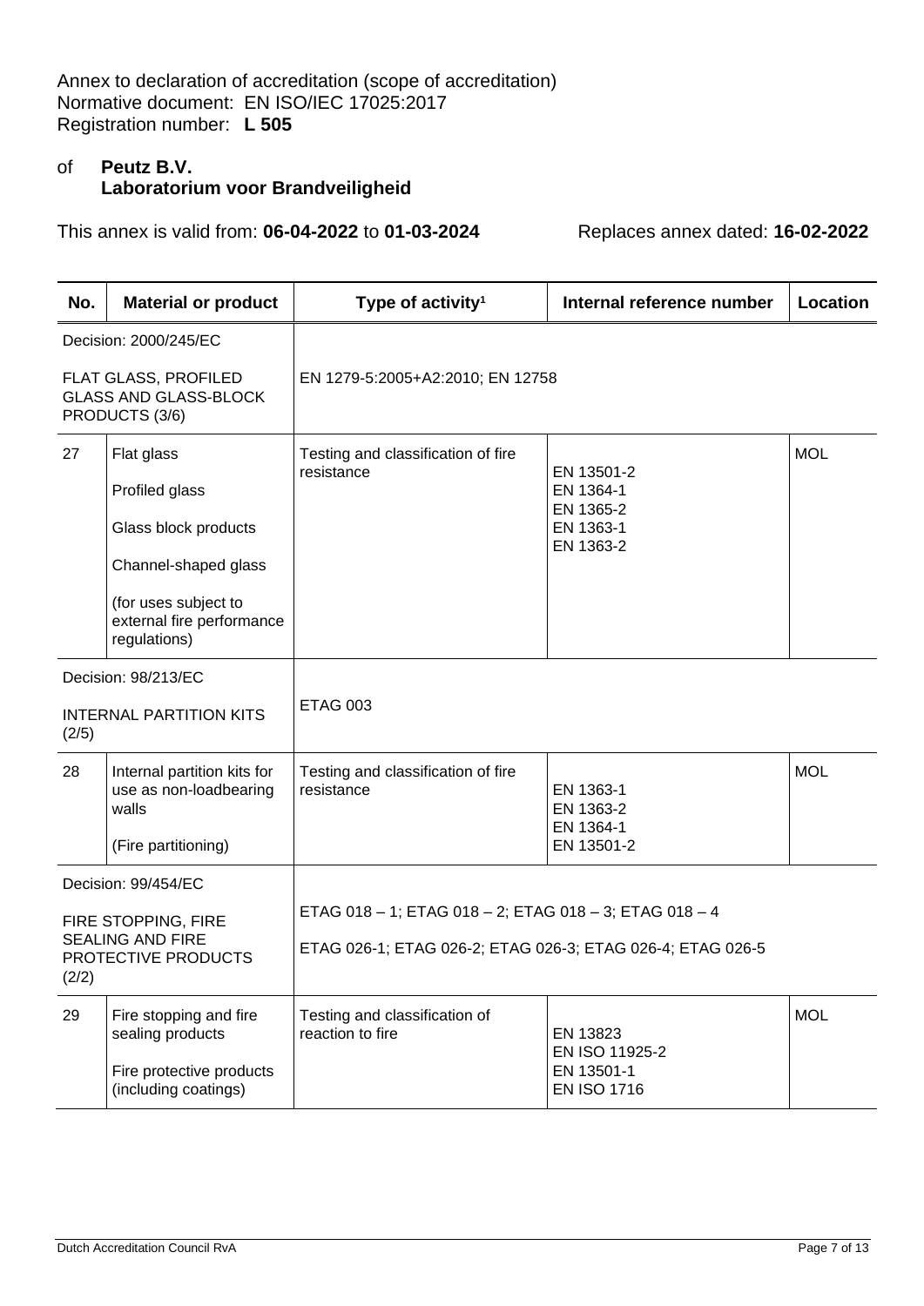Annex to declaration of accreditation (scope of accreditation)
Normative document: EN ISO/IEC 17025:2017
Registration number: **L 505**

of **Peutz B.V.**
**Laboratorium voor Brandveiligheid**

This annex is valid from: **06-04-2022** to **01-03-2024** Replaces annex dated: **16-02-2022**

| No. | Material or product | Type of activity[1] | Internal reference number | Location |
|---|---|---|---|---|
| Decision: 2000/245/EC<br><br>FLAT GLASS, PROFILED GLASS AND GLASS-BLOCK PRODUCTS (3/6) | | EN 1279-5:2005+A2:2010; EN 12758 | | |
| 27 | Flat glass<br><br>Profiled glass<br><br>Glass block products<br><br>Channel-shaped glass<br><br>(for uses subject to external fire performance regulations) | Testing and classification of fire resistance | EN 13501-2<br>EN 1364-1<br>EN 1365-2<br>EN 1363-1<br>EN 1363-2 | MOL |
| Decision: 98/213/EC<br><br>INTERNAL PARTITION KITS (2/5) | | ETAG 003 | | |
| 28 | Internal partition kits for use as non-loadbearing walls<br><br>(Fire partitioning) | Testing and classification of fire resistance | EN 1363-1<br>EN 1363-2<br>EN 1364-1<br>EN 13501-2 | MOL |
| Decision: 99/454/EC<br><br>FIRE STOPPING, FIRE SEALING AND FIRE PROTECTIVE PRODUCTS (2/2) | | ETAG 018 – 1; ETAG 018 – 2; ETAG 018 – 3; ETAG 018 – 4<br><br>ETAG 026-1; ETAG 026-2; ETAG 026-3; ETAG 026-4; ETAG 026-5 | | |
| 29 | Fire stopping and fire sealing products<br><br>Fire protective products (including coatings) | Testing and classification of reaction to fire | EN 13823<br>EN ISO 11925-2<br>EN 13501-1<br>EN ISO 1716 | MOL |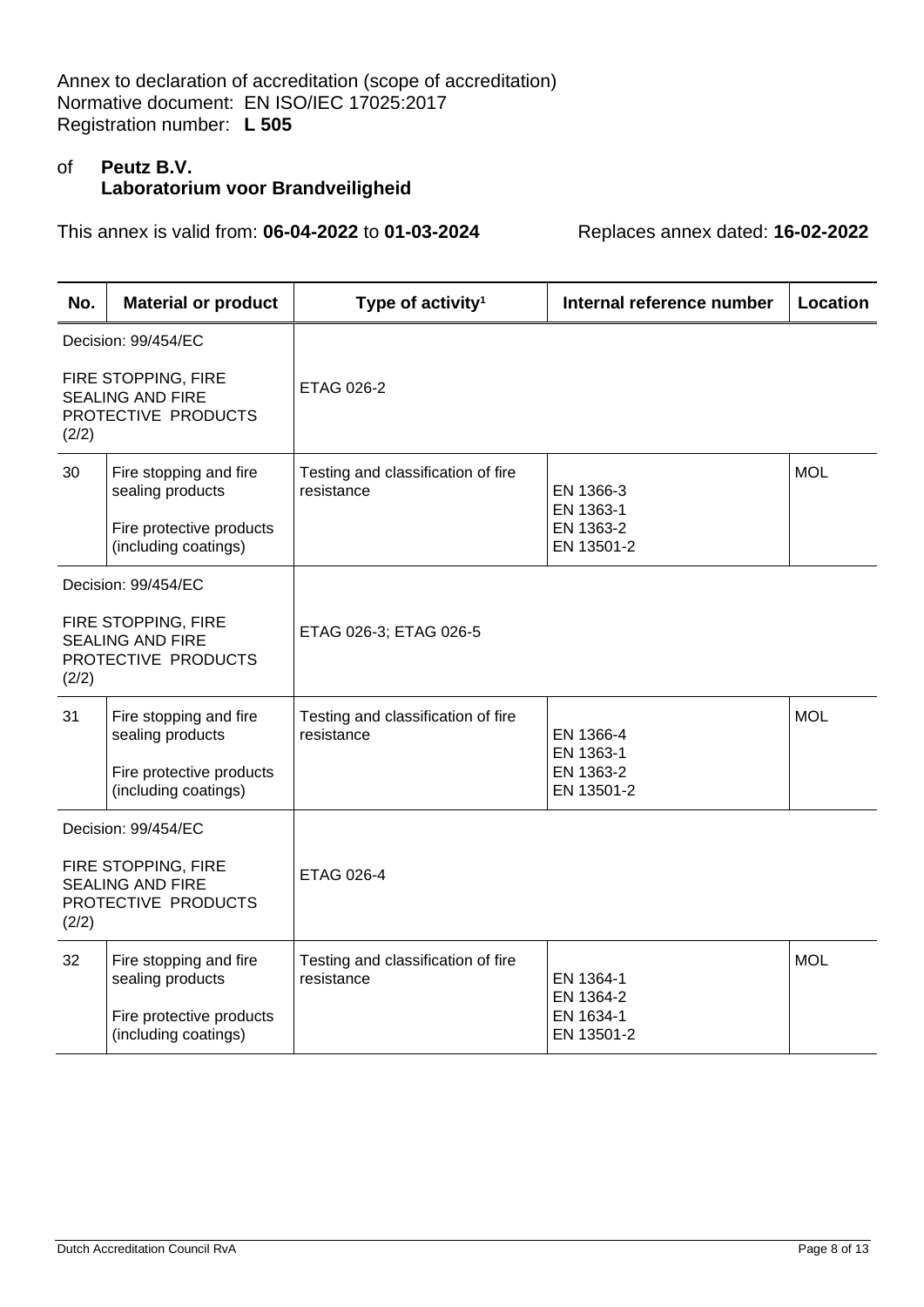Annex to declaration of accreditation (scope of accreditation)
Normative document: EN ISO/IEC 17025:2017
Registration number: **L 505**

of **Peutz B.V.**
**Laboratorium voor Brandveiligheid**

This annex is valid from: **06-04-2022** to **01-03-2024** Replaces annex dated: **16-02-2022**

| No. | Material or product | Type of activity[1] | Internal reference number | Location |
|---|---|---|---|---|
| Decision: 99/454/EC<br><br>FIRE STOPPING, FIRE SEALING AND FIRE PROTECTIVE PRODUCTS (2/2) | | ETAG 026-2 | | |
| 30 | Fire stopping and fire sealing products<br><br>Fire protective products (including coatings) | Testing and classification of fire resistance | EN 1366-3<br>EN 1363-1<br>EN 1363-2<br>EN 13501-2 | MOL |
| Decision: 99/454/EC<br><br>FIRE STOPPING, FIRE SEALING AND FIRE PROTECTIVE PRODUCTS (2/2) | | ETAG 026-3; ETAG 026-5 | | |
| 31 | Fire stopping and fire sealing products<br><br>Fire protective products (including coatings) | Testing and classification of fire resistance | EN 1366-4<br>EN 1363-1<br>EN 1363-2<br>EN 13501-2 | MOL |
| Decision: 99/454/EC<br><br>FIRE STOPPING, FIRE SEALING AND FIRE PROTECTIVE PRODUCTS (2/2) | | ETAG 026-4 | | |
| 32 | Fire stopping and fire sealing products<br><br>Fire protective products (including coatings) | Testing and classification of fire resistance | EN 1364-1<br>EN 1364-2<br>EN 1634-1<br>EN 13501-2 | MOL |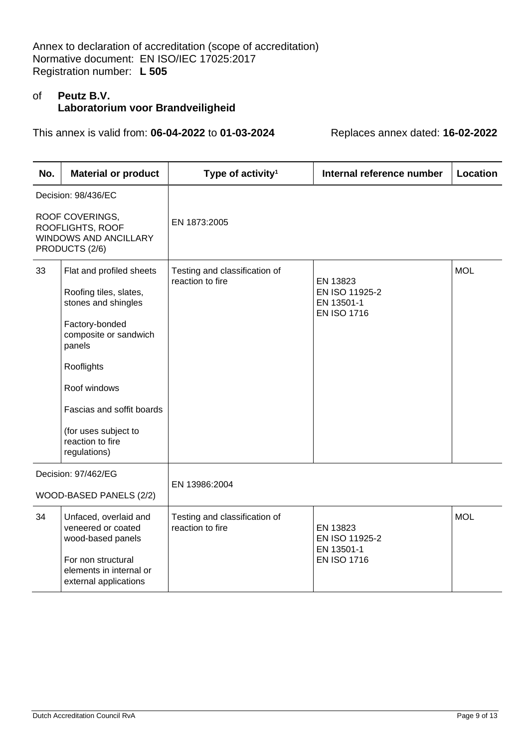Annex to declaration of accreditation (scope of accreditation)
Normative document: EN ISO/IEC 17025:2017
Registration number: **L 505**

of **Peutz B.V.**
**Laboratorium voor Brandveiligheid**

This annex is valid from: **06-04-2022** to **01-03-2024** Replaces annex dated: **16-02-2022**

| No. | Material or product | Type of activity[1] | Internal reference number | Location |
|---|---|---|---|---|
| | Decision: 98/436/EC<br><br>ROOF COVERINGS, ROOFLIGHTS, ROOF WINDOWS AND ANCILLARY PRODUCTS (2/6) | EN 1873:2005 | | |
| 33 | Flat and profiled sheets<br><br>Roofing tiles, slates, stones and shingles<br><br>Factory-bonded composite or sandwich panels<br><br>Rooflights<br><br>Roof windows<br><br>Fascias and soffit boards<br><br>(for uses subject to reaction to fire regulations) | Testing and classification of reaction to fire | EN 13823<br>EN ISO 11925-2<br>EN 13501-1<br>EN ISO 1716 | MOL |
| | Decision: 97/462/EG<br><br>WOOD-BASED PANELS (2/2) | EN 13986:2004 | | |
| 34 | Unfaced, overlaid and veneered or coated wood-based panels<br><br>For non structural elements in internal or external applications | Testing and classification of reaction to fire | EN 13823<br>EN ISO 11925-2<br>EN 13501-1<br>EN ISO 1716 | MOL |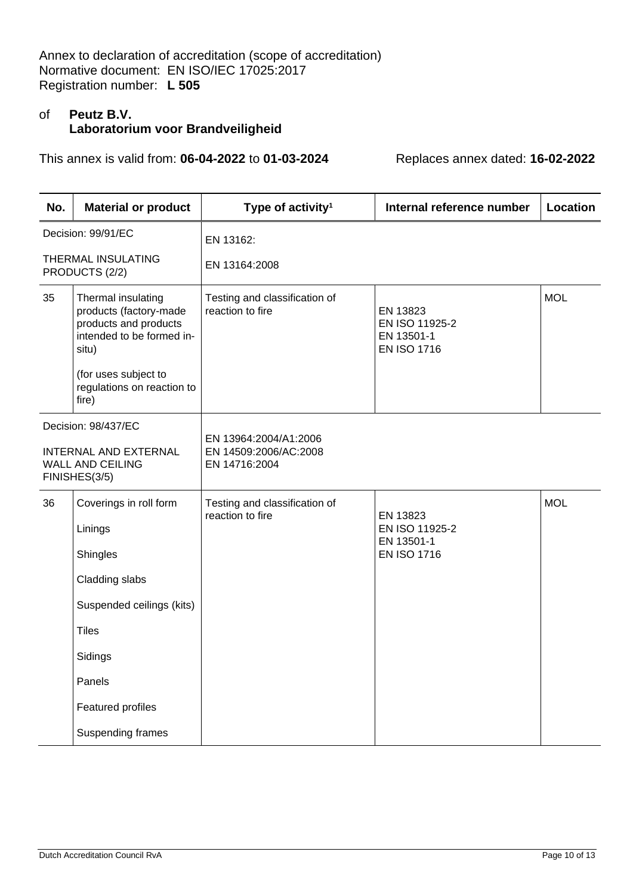Annex to declaration of accreditation (scope of accreditation)
Normative document: EN ISO/IEC 17025:2017
Registration number: **L 505**

of **Peutz B.V.**
**Laboratorium voor Brandveiligheid**

This annex is valid from: **06-04-2022** to **01-03-2024** Replaces annex dated: **16-02-2022**

| No. | Material or product | Type of activity[1] | Internal reference number | Location |
|---|---|---|---|---|
| Decision: 99/91/EC<br><br>THERMAL INSULATING PRODUCTS (2/2) | | EN 13162:<br><br>EN 13164:2008 | | |
| 35 | Thermal insulating products (factory-made products and products intended to be formed in-situ)<br><br>(for uses subject to regulations on reaction to fire) | Testing and classification of reaction to fire | EN 13823<br>EN ISO 11925-2<br>EN 13501-1<br>EN ISO 1716 | MOL |
| Decision: 98/437/EC<br><br>INTERNAL AND EXTERNAL WALL AND CEILING FINISHES(3/5) | | EN 13964:2004/A1:2006<br>EN 14509:2006/AC:2008<br>EN 14716:2004 | | |
| 36 | Coverings in roll form<br><br>Linings<br><br>Shingles<br><br>Cladding slabs<br><br>Suspended ceilings (kits)<br><br>Tiles<br><br>Sidings<br><br>Panels<br><br>Featured profiles<br><br>Suspending frames | Testing and classification of reaction to fire | EN 13823<br>EN ISO 11925-2<br>EN 13501-1<br>EN ISO 1716 | MOL |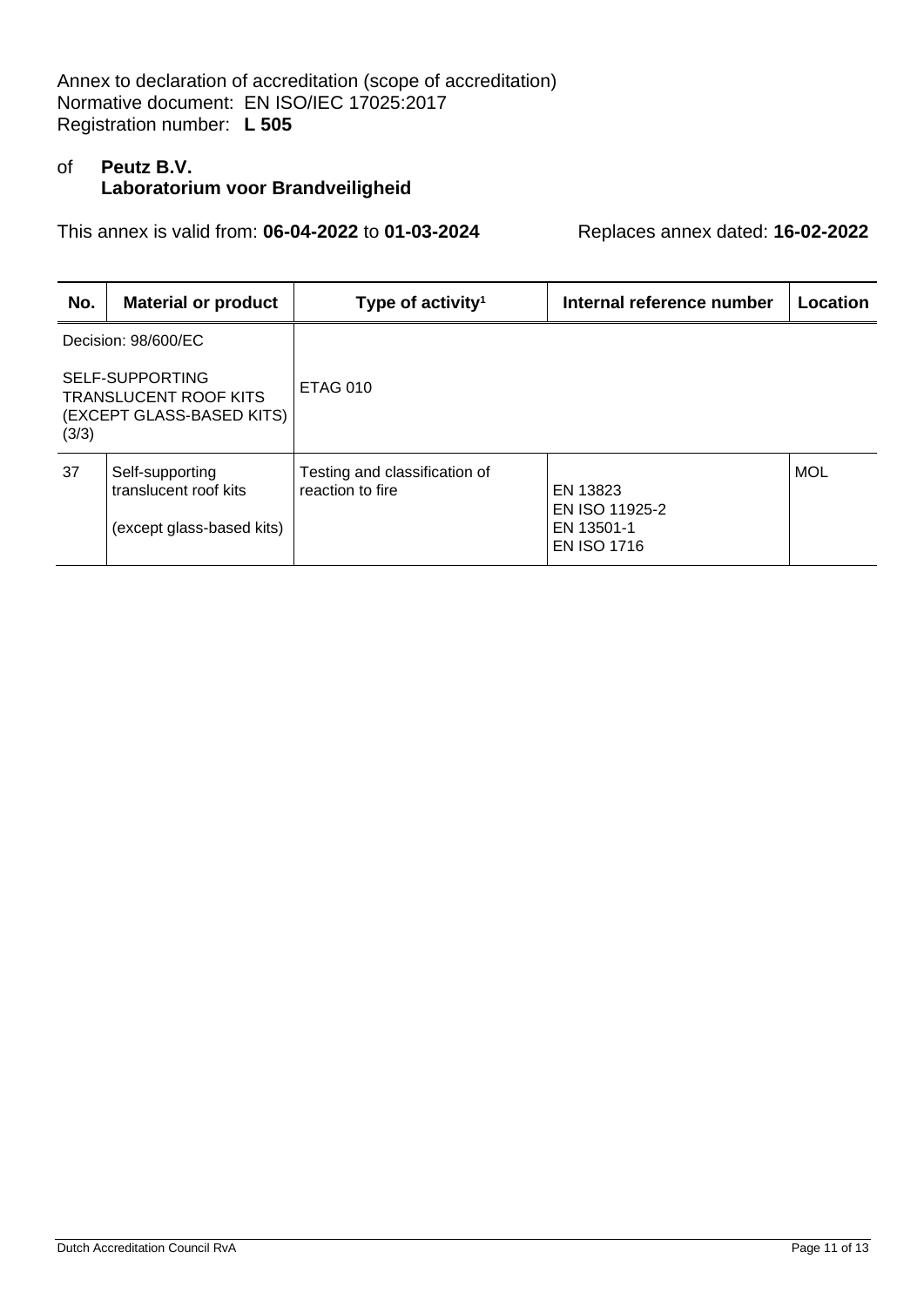Annex to declaration of accreditation (scope of accreditation)
Normative document: EN ISO/IEC 17025:2017
Registration number: **L 505**

of **Peutz B.V.**
**Laboratorium voor Brandveiligheid**

This annex is valid from: **06-04-2022** to **01-03-2024** Replaces annex dated: **16-02-2022**

| No. | Material or product | Type of activity[1] | Internal reference number | Location |
|---|---|---|---|---|
| Decision: 98/600/EC<br><br>SELF-SUPPORTING TRANSLUCENT ROOF KITS (EXCEPT GLASS-BASED KITS) (3/3) | | ETAG 010 | | |
| 37 | Self-supporting translucent roof kits<br><br>(except glass-based kits) | Testing and classification of reaction to fire | EN 13823<br>EN ISO 11925-2<br>EN 13501-1<br>EN ISO 1716 | MOL |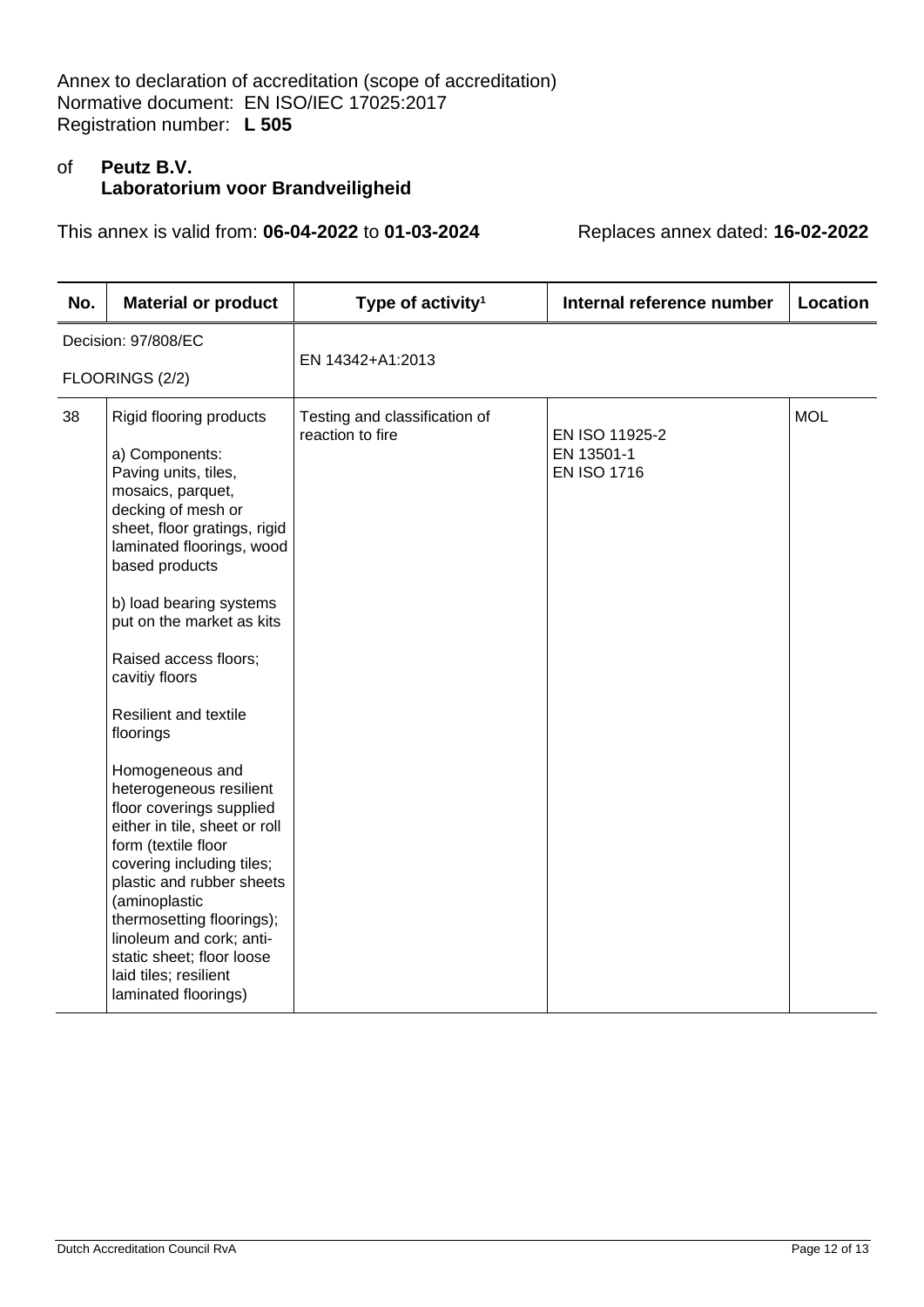Annex to declaration of accreditation (scope of accreditation)
Normative document: EN ISO/IEC 17025:2017
Registration number: **L 505**

of **Peutz B.V.**
**Laboratorium voor Brandveiligheid**

This annex is valid from: **06-04-2022** to **01-03-2024** Replaces annex dated: **16-02-2022**

| No. | Material or product | Type of activity[1] | Internal reference number | Location |
|---|---|---|---|---|
| Decision: 97/808/EC<br>FLOORINGS (2/2) | | EN 14342+A1:2013 | | |
| 38 | Rigid flooring products<br><br>a) Components:<br>Paving units, tiles, mosaics, parquet, decking of mesh or sheet, floor gratings, rigid laminated floorings, wood based products<br><br>b) load bearing systems put on the market as kits<br><br>Raised access floors; cavitiy floors<br><br>Resilient and textile floorings<br><br>Homogeneous and heterogeneous resilient floor coverings supplied either in tile, sheet or roll form (textile floor covering including tiles; plastic and rubber sheets (aminoplastic thermosetting floorings); linoleum and cork; anti-static sheet; floor loose laid tiles; resilient laminated floorings) | Testing and classification of reaction to fire | EN ISO 11925-2<br>EN 13501-1<br>EN ISO 1716 | MOL |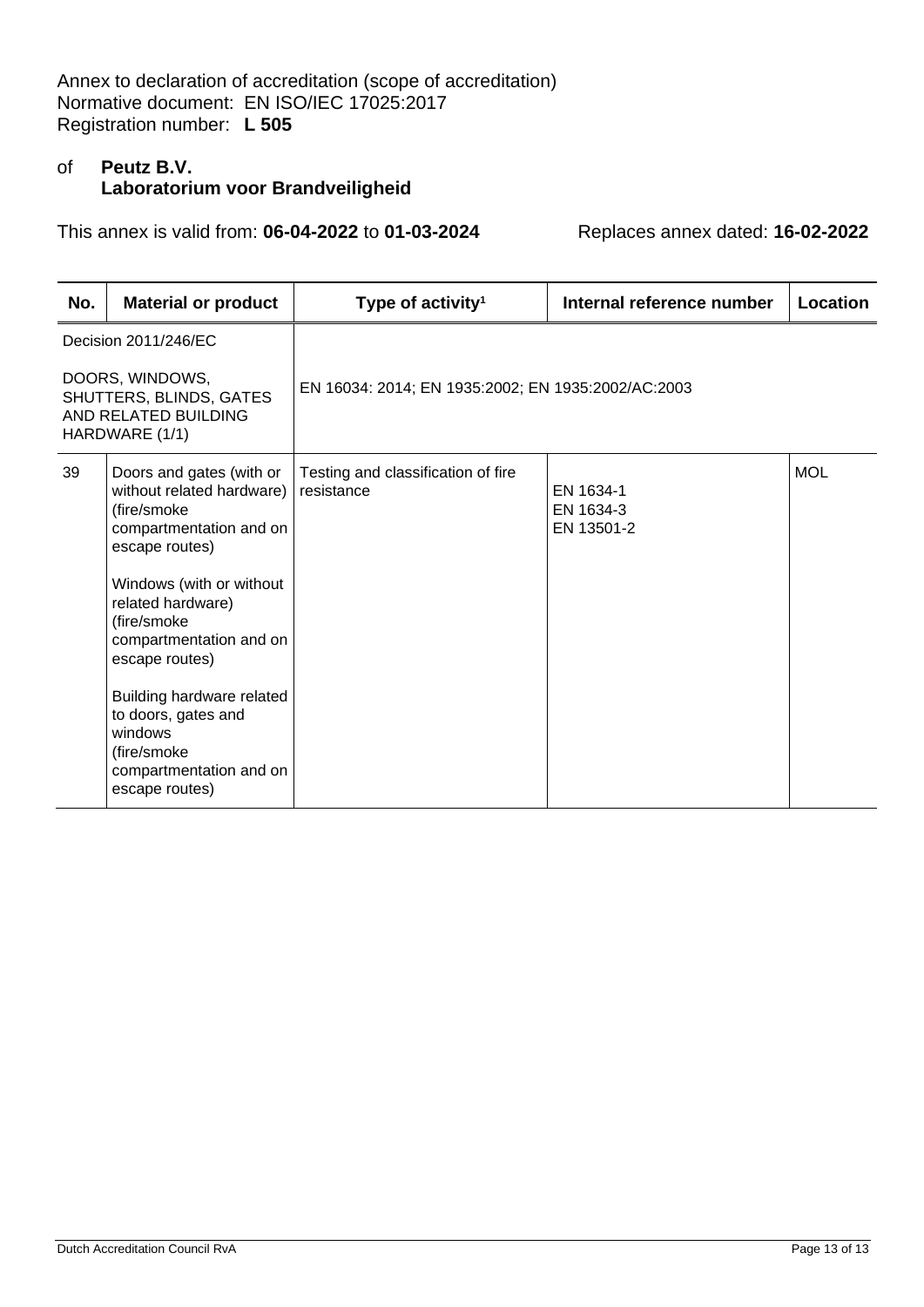Annex to declaration of accreditation (scope of accreditation)
Normative document: EN ISO/IEC 17025:2017
Registration number: **L 505**

of **Peutz B.V.**
**Laboratorium voor Brandveiligheid**

This annex is valid from: **06-04-2022** to **01-03-2024** Replaces annex dated: **16-02-2022**

| No. | Material or product | Type of activity[1] | Internal reference number | Location |
|---|---|---|---|---|
| | Decision 2011/246/EC<br><br>DOORS, WINDOWS, SHUTTERS, BLINDS, GATES AND RELATED BUILDING HARDWARE (1/1) | EN 16034: 2014; EN 1935:2002; EN 1935:2002/AC:2003 | | |
| 39 | Doors and gates (with or without related hardware) (fire/smoke compartmentation and on escape routes)<br><br>Windows (with or without related hardware) (fire/smoke compartmentation and on escape routes)<br><br>Building hardware related to doors, gates and windows (fire/smoke compartmentation and on escape routes) | Testing and classification of fire resistance | EN 1634-1<br>EN 1634-3<br>EN 13501-2 | MOL |